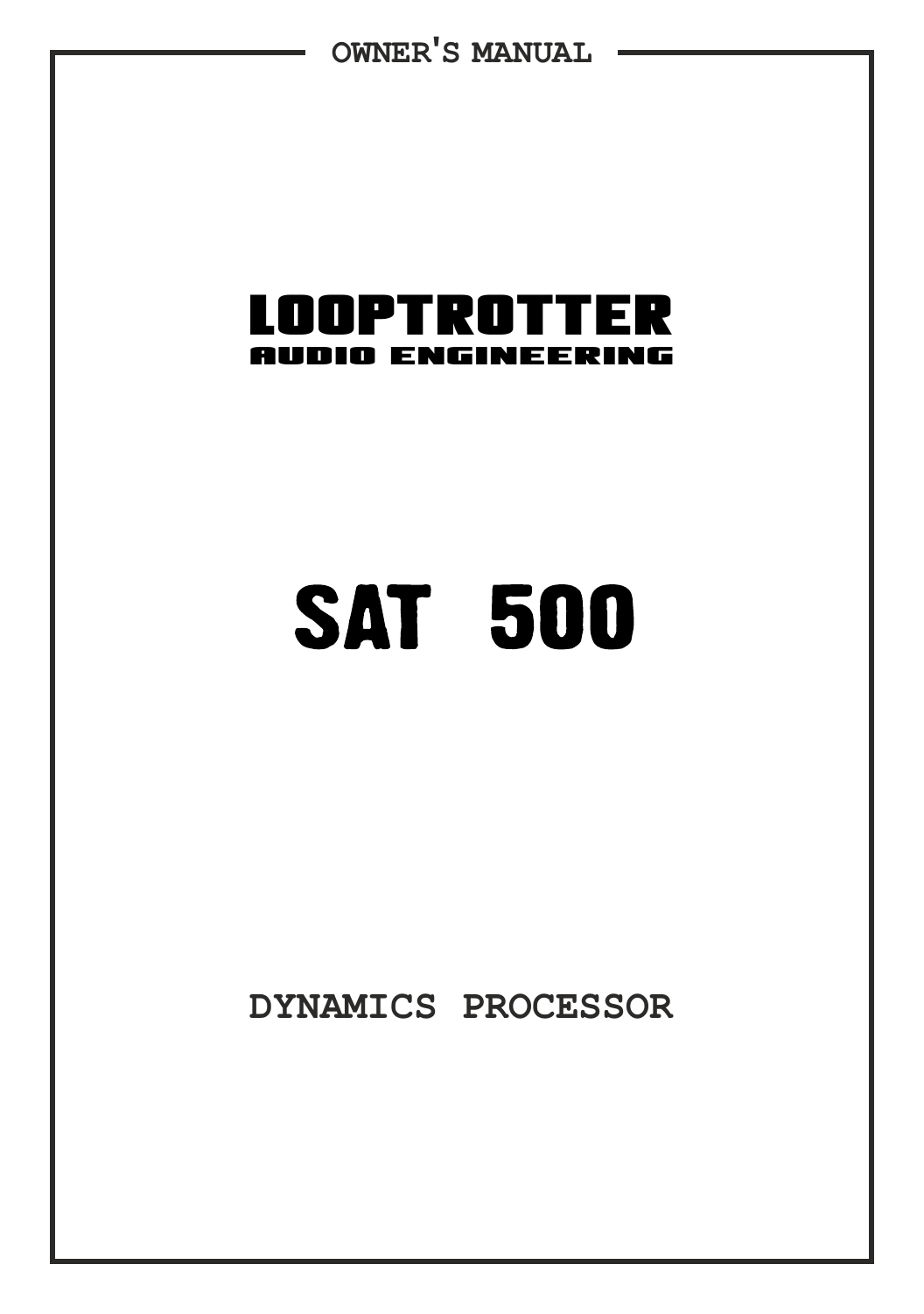OWNER'S MANUAL

# LOOPTROTTER

## AUDIO ENGINEERING

# SAT 500

## DYNAMICS PROCESSOR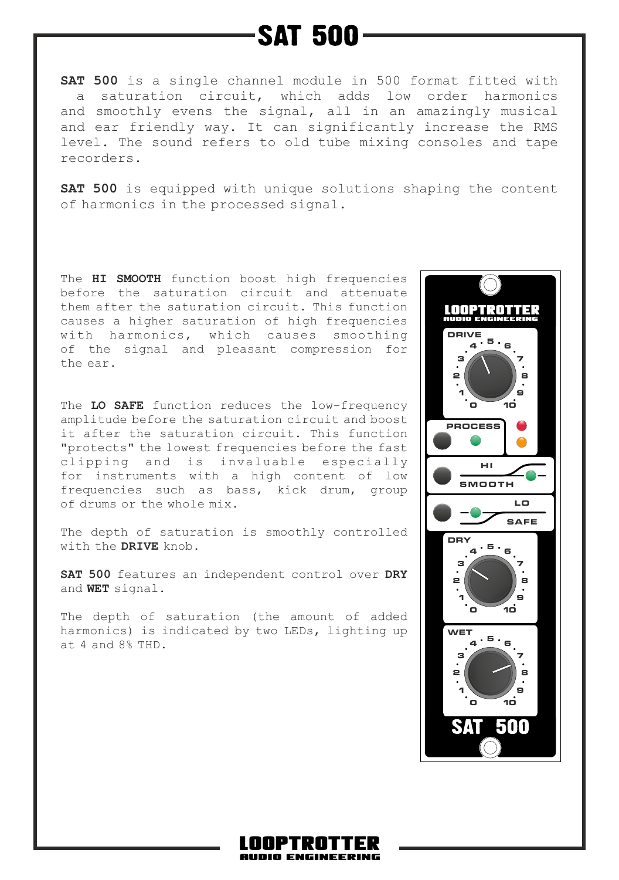# SAT 500

**SAT 500** is a single channel module in 500 format fitted with a saturation circuit, which adds low order harmonics and smoothly evens the signal, all in an amazingly musical and ear friendly way. It can significantly increase the RMS level. The sound refers to old tube mixing consoles and tape recorders.

**SAT 500** is equipped with unique solutions shaping the content of harmonics in the processed signal.

The **HI SMOOTH** function boost high frequencies before the saturation circuit and attenuate them after the saturation circuit. This function causes a higher saturation of high frequencies with harmonics, which causes smoothing of the signal and pleasant compression for the ear.

The **LO SAFE** function reduces the low-frequency amplitude before the saturation circuit and boost it after the saturation circuit. This function "protects" the lowest frequencies before the fast clipping and is invaluable especially for instruments with a high content of low frequencies such as bass, kick drum, group of drums or the whole mix.

The depth of saturation is smoothly controlled with the **DRIVE** knob.

**SAT 500** features an independent control over **DRY** and **WET** signal.

The depth of saturation (the amount of added harmonics) is indicated by two LEDs, lighting up at 4 and 8% THD.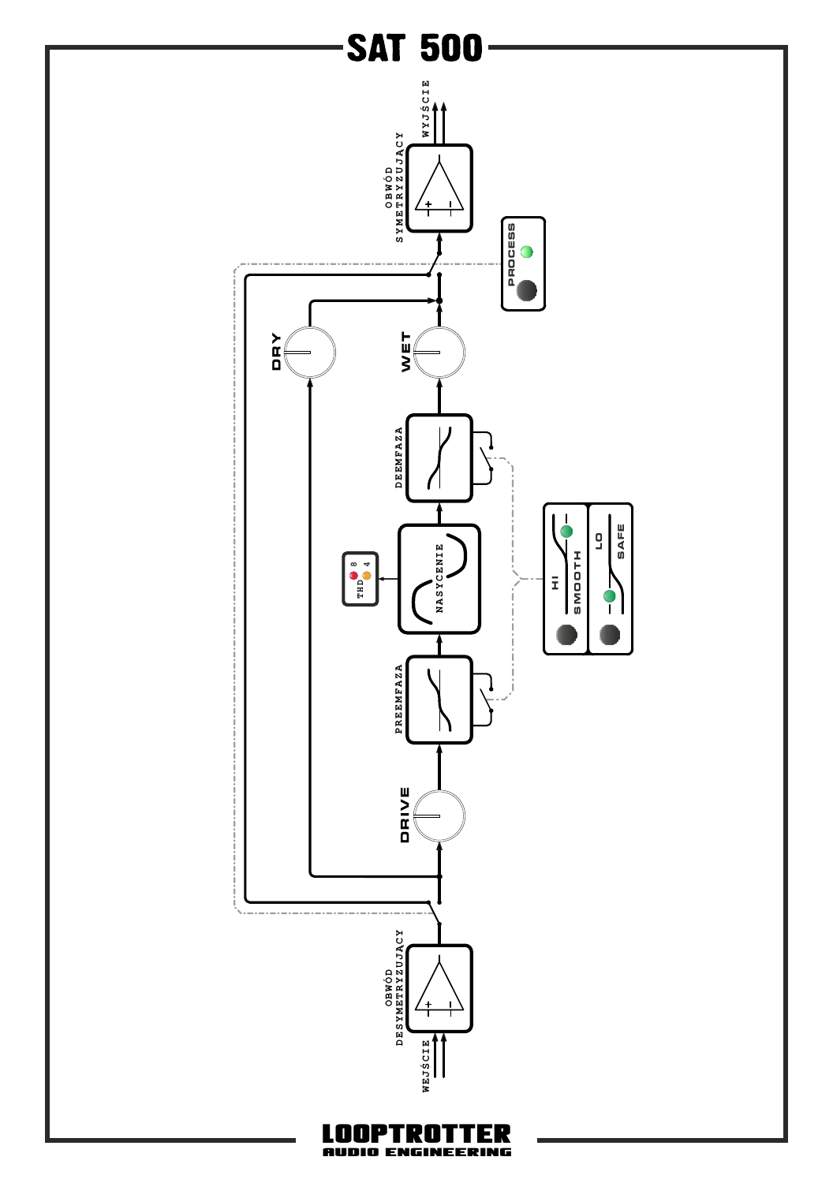# SAT 500

WEJŚCIE

OBWÓD DESYMETRYZUJĄCY

DRIVE

PREEMFAZA

NASYCENIE

THD 8 4

DEEMFAZA

WET

DRY

PROCESS

OBWÓD SYMETRYZUJĄCY

WYJŚCIE

HI SMOOTH

LO SAFE

**LOOPTROTTER**
**AUDIO ENGINEERING**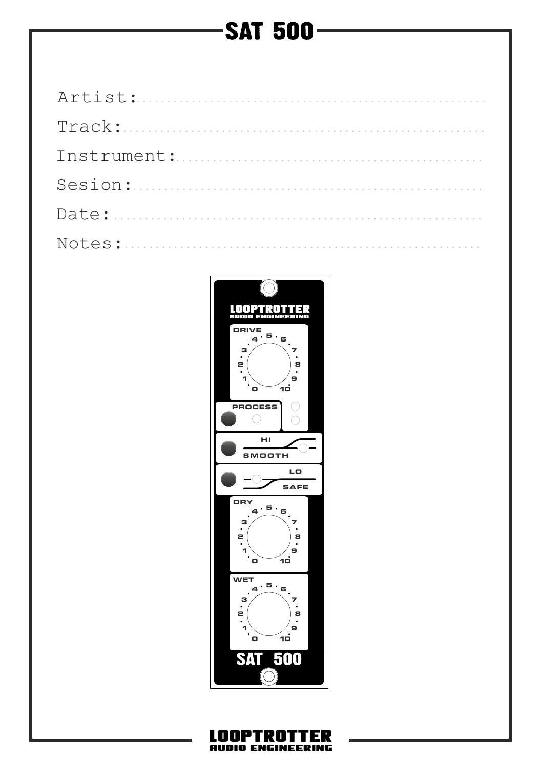# SAT 500

Artist:........................................................

Track:........................................................

Instrument:...................................................

Sesion:........................................................

Date:........................................................

Notes:........................................................

LOOPTROTTER
AUDIO ENGINEERING

DRIVE
0 1 2 3 4 5 6 7 8 9 10

PROCESS

HI
SMOOTH

LO
SAFE

DRY
0 1 2 3 4 5 6 7 8 9 10

WET
0 1 2 3 4 5 6 7 8 9 10

SAT 500

LOOPTROTTER
AUDIO ENGINEERING